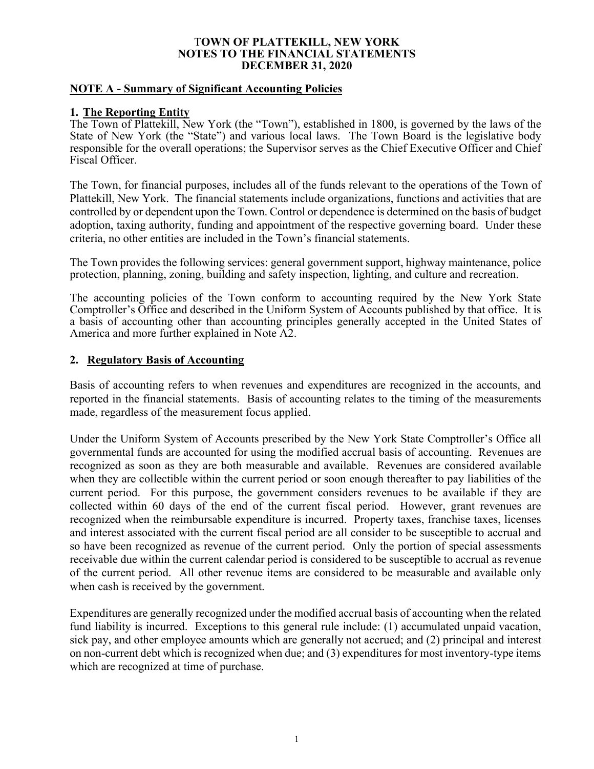# TOWN OF PLATTEKILL, NEW YORK
# NOTES TO THE FINANCIAL STATEMENTS
# DECEMBER 31, 2020

## NOTE A - Summary of Significant Accounting Policies

### 1. The Reporting Entity

The Town of Plattekill, New York (the "Town"), established in 1800, is governed by the laws of the State of New York (the "State") and various local laws. The Town Board is the legislative body responsible for the overall operations; the Supervisor serves as the Chief Executive Officer and Chief Fiscal Officer.

The Town, for financial purposes, includes all of the funds relevant to the operations of the Town of Plattekill, New York. The financial statements include organizations, functions and activities that are controlled by or dependent upon the Town. Control or dependence is determined on the basis of budget adoption, taxing authority, funding and appointment of the respective governing board. Under these criteria, no other entities are included in the Town's financial statements.

The Town provides the following services: general government support, highway maintenance, police protection, planning, zoning, building and safety inspection, lighting, and culture and recreation.

The accounting policies of the Town conform to accounting required by the New York State Comptroller's Office and described in the Uniform System of Accounts published by that office. It is a basis of accounting other than accounting principles generally accepted in the United States of America and more further explained in Note A2.

### 2. Regulatory Basis of Accounting

Basis of accounting refers to when revenues and expenditures are recognized in the accounts, and reported in the financial statements. Basis of accounting relates to the timing of the measurements made, regardless of the measurement focus applied.

Under the Uniform System of Accounts prescribed by the New York State Comptroller's Office all governmental funds are accounted for using the modified accrual basis of accounting. Revenues are recognized as soon as they are both measurable and available. Revenues are considered available when they are collectible within the current period or soon enough thereafter to pay liabilities of the current period. For this purpose, the government considers revenues to be available if they are collected within 60 days of the end of the current fiscal period. However, grant revenues are recognized when the reimbursable expenditure is incurred. Property taxes, franchise taxes, licenses and interest associated with the current fiscal period are all consider to be susceptible to accrual and so have been recognized as revenue of the current period. Only the portion of special assessments receivable due within the current calendar period is considered to be susceptible to accrual as revenue of the current period. All other revenue items are considered to be measurable and available only when cash is received by the government.

Expenditures are generally recognized under the modified accrual basis of accounting when the related fund liability is incurred. Exceptions to this general rule include: (1) accumulated unpaid vacation, sick pay, and other employee amounts which are generally not accrued; and (2) principal and interest on non-current debt which is recognized when due; and (3) expenditures for most inventory-type items which are recognized at time of purchase.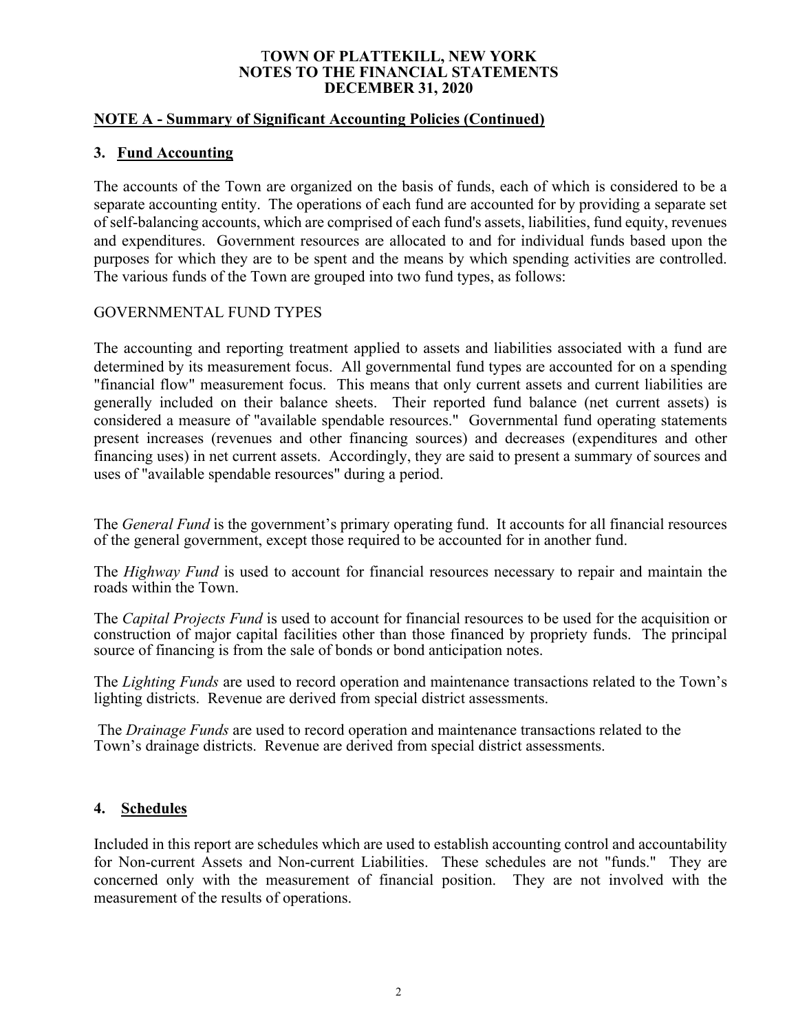# TOWN OF PLATTEKILL, NEW YORK
# NOTES TO THE FINANCIAL STATEMENTS
# DECEMBER 31, 2020

## NOTE A - Summary of Significant Accounting Policies (Continued)

### 3. Fund Accounting

The accounts of the Town are organized on the basis of funds, each of which is considered to be a separate accounting entity. The operations of each fund are accounted for by providing a separate set of self-balancing accounts, which are comprised of each fund's assets, liabilities, fund equity, revenues and expenditures. Government resources are allocated to and for individual funds based upon the purposes for which they are to be spent and the means by which spending activities are controlled. The various funds of the Town are grouped into two fund types, as follows:

GOVERNMENTAL FUND TYPES

The accounting and reporting treatment applied to assets and liabilities associated with a fund are determined by its measurement focus. All governmental fund types are accounted for on a spending "financial flow" measurement focus. This means that only current assets and current liabilities are generally included on their balance sheets. Their reported fund balance (net current assets) is considered a measure of "available spendable resources." Governmental fund operating statements present increases (revenues and other financing sources) and decreases (expenditures and other financing uses) in net current assets. Accordingly, they are said to present a summary of sources and uses of "available spendable resources" during a period.

The *General Fund* is the government's primary operating fund. It accounts for all financial resources of the general government, except those required to be accounted for in another fund.

The *Highway Fund* is used to account for financial resources necessary to repair and maintain the roads within the Town.

The *Capital Projects Fund* is used to account for financial resources to be used for the acquisition or construction of major capital facilities other than those financed by propriety funds. The principal source of financing is from the sale of bonds or bond anticipation notes.

The *Lighting Funds* are used to record operation and maintenance transactions related to the Town's lighting districts. Revenue are derived from special district assessments.

The *Drainage Funds* are used to record operation and maintenance transactions related to the Town's drainage districts. Revenue are derived from special district assessments.

### 4. Schedules

Included in this report are schedules which are used to establish accounting control and accountability for Non-current Assets and Non-current Liabilities. These schedules are not "funds." They are concerned only with the measurement of financial position. They are not involved with the measurement of the results of operations.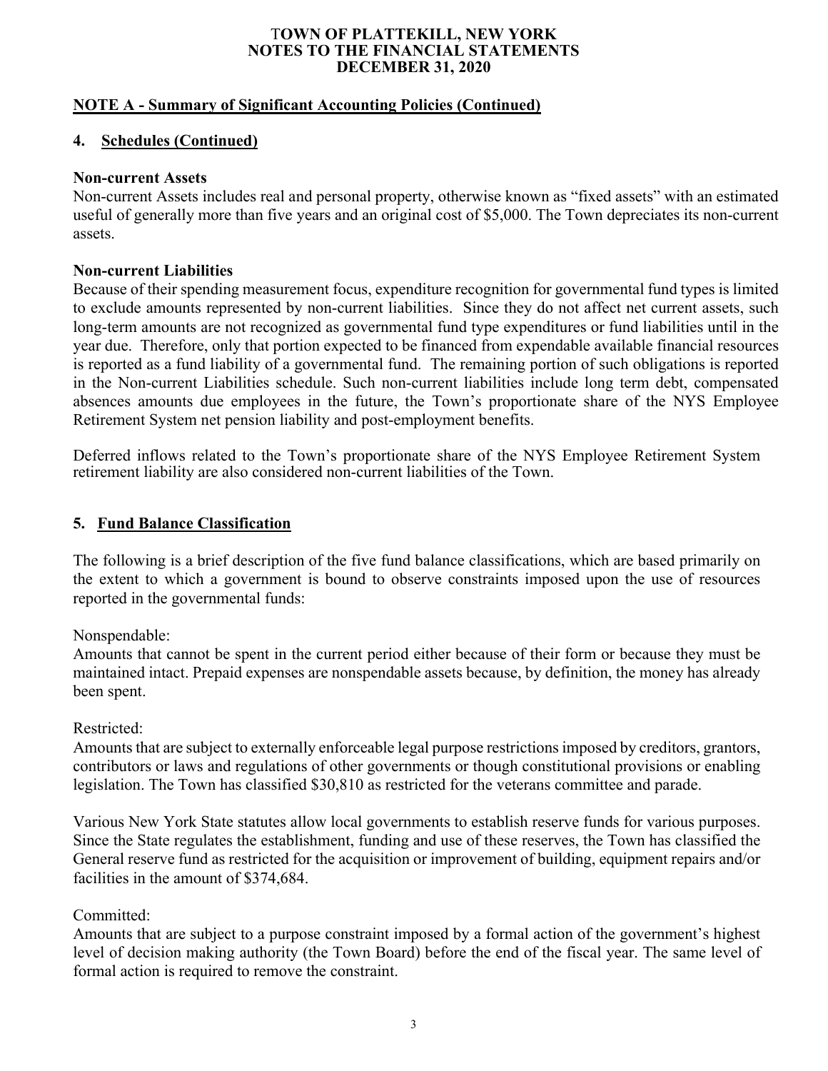# TOWN OF PLATTEKILL, NEW YORK
# NOTES TO THE FINANCIAL STATEMENTS
# DECEMBER 31, 2020

## NOTE A - Summary of Significant Accounting Policies (Continued)

### 4. Schedules (Continued)

**Non-current Assets**

Non-current Assets includes real and personal property, otherwise known as "fixed assets" with an estimated useful of generally more than five years and an original cost of $5,000. The Town depreciates its non-current assets.

**Non-current Liabilities**

Because of their spending measurement focus, expenditure recognition for governmental fund types is limited to exclude amounts represented by non-current liabilities. Since they do not affect net current assets, such long-term amounts are not recognized as governmental fund type expenditures or fund liabilities until in the year due. Therefore, only that portion expected to be financed from expendable available financial resources is reported as a fund liability of a governmental fund. The remaining portion of such obligations is reported in the Non-current Liabilities schedule. Such non-current liabilities include long term debt, compensated absences amounts due employees in the future, the Town's proportionate share of the NYS Employee Retirement System net pension liability and post-employment benefits.

Deferred inflows related to the Town's proportionate share of the NYS Employee Retirement System retirement liability are also considered non-current liabilities of the Town.

### 5. Fund Balance Classification

The following is a brief description of the five fund balance classifications, which are based primarily on the extent to which a government is bound to observe constraints imposed upon the use of resources reported in the governmental funds:

Nonspendable:
Amounts that cannot be spent in the current period either because of their form or because they must be maintained intact. Prepaid expenses are nonspendable assets because, by definition, the money has already been spent.

Restricted:
Amounts that are subject to externally enforceable legal purpose restrictions imposed by creditors, grantors, contributors or laws and regulations of other governments or though constitutional provisions or enabling legislation. The Town has classified $30,810 as restricted for the veterans committee and parade.

Various New York State statutes allow local governments to establish reserve funds for various purposes. Since the State regulates the establishment, funding and use of these reserves, the Town has classified the General reserve fund as restricted for the acquisition or improvement of building, equipment repairs and/or facilities in the amount of $374,684.

Committed:
Amounts that are subject to a purpose constraint imposed by a formal action of the government's highest level of decision making authority (the Town Board) before the end of the fiscal year. The same level of formal action is required to remove the constraint.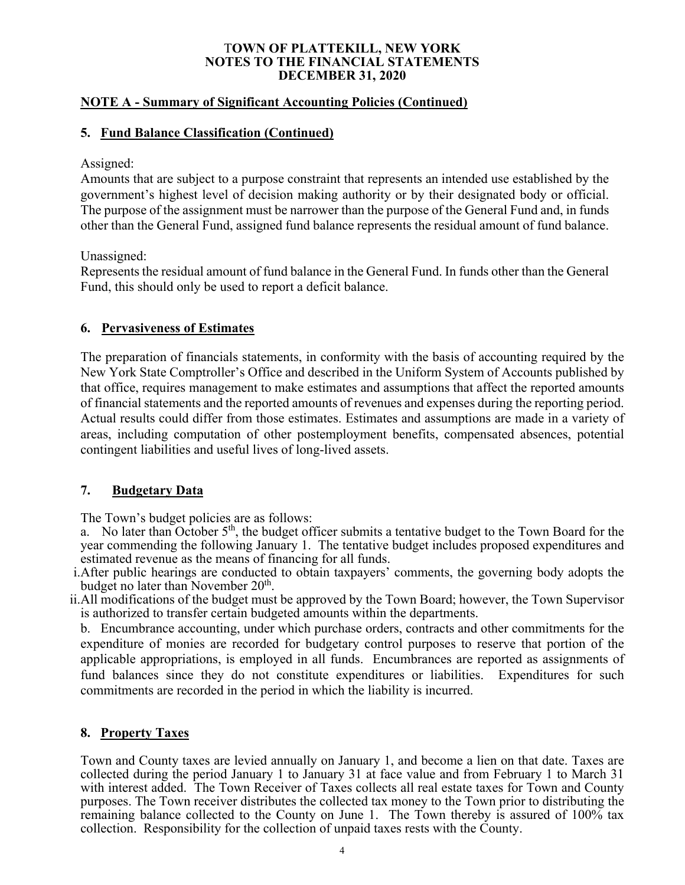**TOWN OF PLATTEKILL, NEW YORK**
**NOTES TO THE FINANCIAL STATEMENTS**
**DECEMBER 31, 2020**

## NOTE A - Summary of Significant Accounting Policies (Continued)

### 5. Fund Balance Classification (Continued)

Assigned:
Amounts that are subject to a purpose constraint that represents an intended use established by the government's highest level of decision making authority or by their designated body or official. The purpose of the assignment must be narrower than the purpose of the General Fund and, in funds other than the General Fund, assigned fund balance represents the residual amount of fund balance.

Unassigned:
Represents the residual amount of fund balance in the General Fund. In funds other than the General Fund, this should only be used to report a deficit balance.

### 6. Pervasiveness of Estimates

The preparation of financials statements, in conformity with the basis of accounting required by the New York State Comptroller's Office and described in the Uniform System of Accounts published by that office, requires management to make estimates and assumptions that affect the reported amounts of financial statements and the reported amounts of revenues and expenses during the reporting period. Actual results could differ from those estimates. Estimates and assumptions are made in a variety of areas, including computation of other postemployment benefits, compensated absences, potential contingent liabilities and useful lives of long-lived assets.

### 7. Budgetary Data

The Town's budget policies are as follows:

a. No later than October 5th, the budget officer submits a tentative budget to the Town Board for the year commending the following January 1. The tentative budget includes proposed expenditures and estimated revenue as the means of financing for all funds.

i. After public hearings are conducted to obtain taxpayers' comments, the governing body adopts the budget no later than November 20th.

ii. All modifications of the budget must be approved by the Town Board; however, the Town Supervisor is authorized to transfer certain budgeted amounts within the departments.

b. Encumbrance accounting, under which purchase orders, contracts and other commitments for the expenditure of monies are recorded for budgetary control purposes to reserve that portion of the applicable appropriations, is employed in all funds. Encumbrances are reported as assignments of fund balances since they do not constitute expenditures or liabilities. Expenditures for such commitments are recorded in the period in which the liability is incurred.

### 8. Property Taxes

Town and County taxes are levied annually on January 1, and become a lien on that date. Taxes are collected during the period January 1 to January 31 at face value and from February 1 to March 31 with interest added. The Town Receiver of Taxes collects all real estate taxes for Town and County purposes. The Town receiver distributes the collected tax money to the Town prior to distributing the remaining balance collected to the County on June 1. The Town thereby is assured of 100% tax collection. Responsibility for the collection of unpaid taxes rests with the County.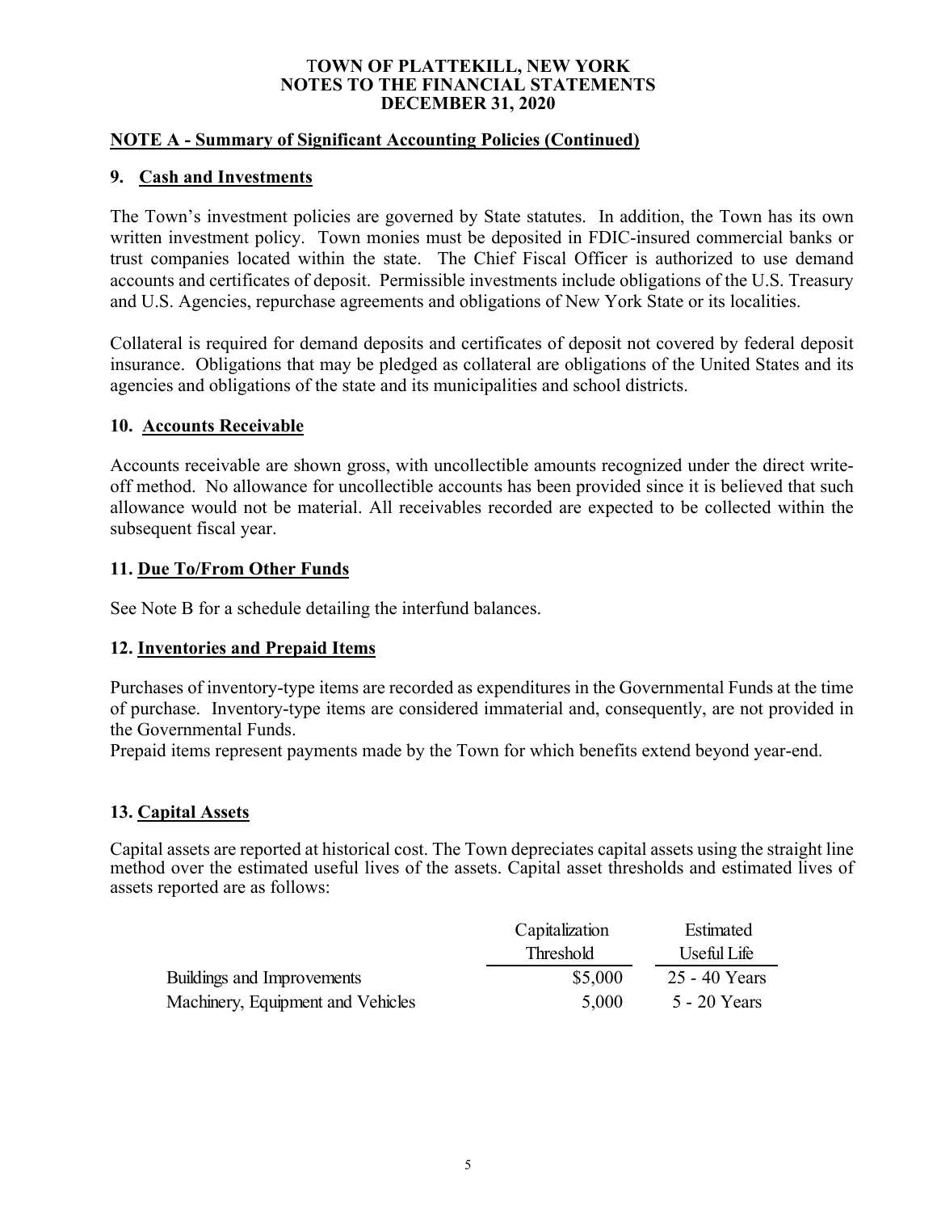# TOWN OF PLATTEKILL, NEW YORK
# NOTES TO THE FINANCIAL STATEMENTS
# DECEMBER 31, 2020

## NOTE A - Summary of Significant Accounting Policies (Continued)

### 9. Cash and Investments

The Town's investment policies are governed by State statutes. In addition, the Town has its own written investment policy. Town monies must be deposited in FDIC-insured commercial banks or trust companies located within the state. The Chief Fiscal Officer is authorized to use demand accounts and certificates of deposit. Permissible investments include obligations of the U.S. Treasury and U.S. Agencies, repurchase agreements and obligations of New York State or its localities.

Collateral is required for demand deposits and certificates of deposit not covered by federal deposit insurance. Obligations that may be pledged as collateral are obligations of the United States and its agencies and obligations of the state and its municipalities and school districts.

### 10. Accounts Receivable

Accounts receivable are shown gross, with uncollectible amounts recognized under the direct write-off method. No allowance for uncollectible accounts has been provided since it is believed that such allowance would not be material. All receivables recorded are expected to be collected within the subsequent fiscal year.

### 11. Due To/From Other Funds

See Note B for a schedule detailing the interfund balances.

### 12. Inventories and Prepaid Items

Purchases of inventory-type items are recorded as expenditures in the Governmental Funds at the time of purchase. Inventory-type items are considered immaterial and, consequently, are not provided in the Governmental Funds.

Prepaid items represent payments made by the Town for which benefits extend beyond year-end.

### 13. Capital Assets

Capital assets are reported at historical cost. The Town depreciates capital assets using the straight line method over the estimated useful lives of the assets. Capital asset thresholds and estimated lives of assets reported are as follows:

| | Capitalization Threshold | Estimated Useful Life |
|---|---|---|
| Buildings and Improvements | $5,000 | 25 - 40 Years |
| Machinery, Equipment and Vehicles | 5,000 | 5 - 20 Years |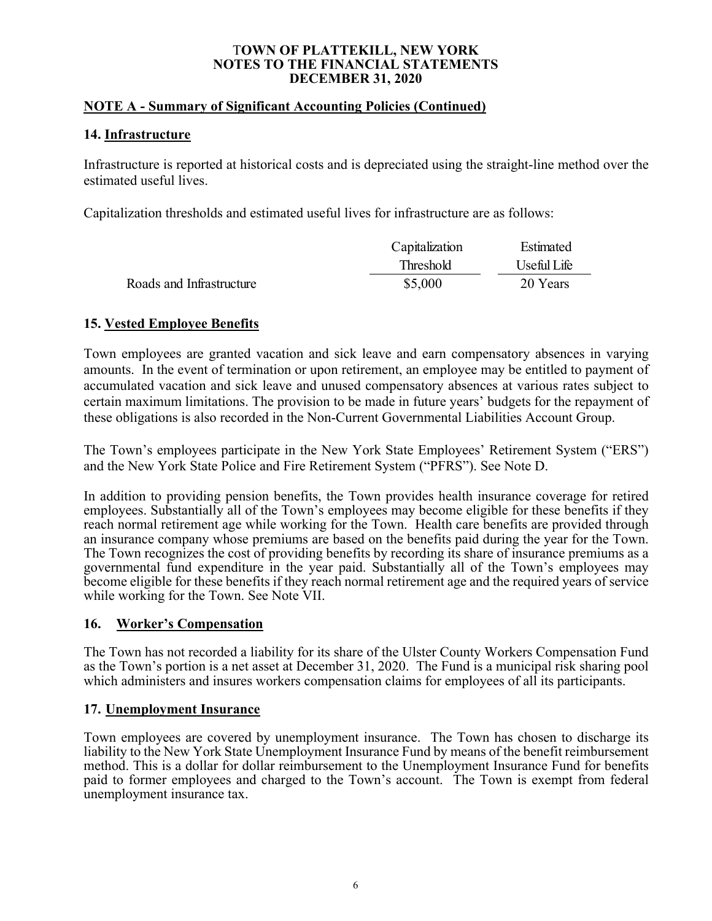# TOWN OF PLATTEKILL, NEW YORK
# NOTES TO THE FINANCIAL STATEMENTS
# DECEMBER 31, 2020

## NOTE A - Summary of Significant Accounting Policies (Continued)

### 14. Infrastructure

Infrastructure is reported at historical costs and is depreciated using the straight-line method over the estimated useful lives.

Capitalization thresholds and estimated useful lives for infrastructure are as follows:

| | Capitalization Threshold | Estimated Useful Life |
|---|---|---|
| Roads and Infrastructure | $5,000 | 20 Years |

### 15. Vested Employee Benefits

Town employees are granted vacation and sick leave and earn compensatory absences in varying amounts. In the event of termination or upon retirement, an employee may be entitled to payment of accumulated vacation and sick leave and unused compensatory absences at various rates subject to certain maximum limitations. The provision to be made in future years' budgets for the repayment of these obligations is also recorded in the Non-Current Governmental Liabilities Account Group.

The Town's employees participate in the New York State Employees' Retirement System ("ERS") and the New York State Police and Fire Retirement System ("PFRS"). See Note D.

In addition to providing pension benefits, the Town provides health insurance coverage for retired employees. Substantially all of the Town's employees may become eligible for these benefits if they reach normal retirement age while working for the Town. Health care benefits are provided through an insurance company whose premiums are based on the benefits paid during the year for the Town. The Town recognizes the cost of providing benefits by recording its share of insurance premiums as a governmental fund expenditure in the year paid. Substantially all of the Town's employees may become eligible for these benefits if they reach normal retirement age and the required years of service while working for the Town. See Note VII.

### 16. Worker's Compensation

The Town has not recorded a liability for its share of the Ulster County Workers Compensation Fund as the Town's portion is a net asset at December 31, 2020. The Fund is a municipal risk sharing pool which administers and insures workers compensation claims for employees of all its participants.

### 17. Unemployment Insurance

Town employees are covered by unemployment insurance. The Town has chosen to discharge its liability to the New York State Unemployment Insurance Fund by means of the benefit reimbursement method. This is a dollar for dollar reimbursement to the Unemployment Insurance Fund for benefits paid to former employees and charged to the Town's account. The Town is exempt from federal unemployment insurance tax.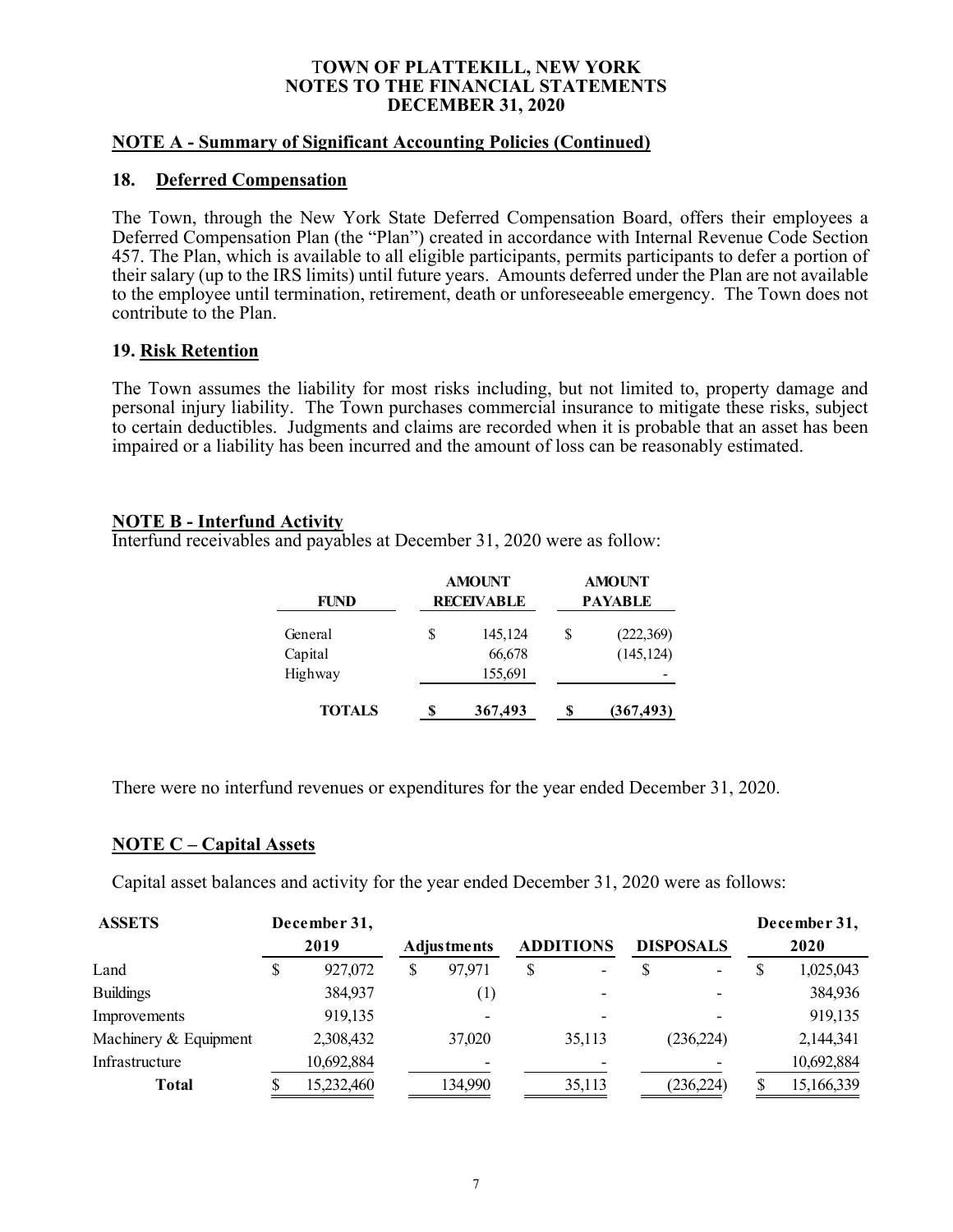**TOWN OF PLATTEKILL, NEW YORK**
**NOTES TO THE FINANCIAL STATEMENTS**
**DECEMBER 31, 2020**

## NOTE A - Summary of Significant Accounting Policies (Continued)

### 18. Deferred Compensation

The Town, through the New York State Deferred Compensation Board, offers their employees a Deferred Compensation Plan (the "Plan") created in accordance with Internal Revenue Code Section 457. The Plan, which is available to all eligible participants, permits participants to defer a portion of their salary (up to the IRS limits) until future years. Amounts deferred under the Plan are not available to the employee until termination, retirement, death or unforeseeable emergency. The Town does not contribute to the Plan.

### 19. Risk Retention

The Town assumes the liability for most risks including, but not limited to, property damage and personal injury liability. The Town purchases commercial insurance to mitigate these risks, subject to certain deductibles. Judgments and claims are recorded when it is probable that an asset has been impaired or a liability has been incurred and the amount of loss can be reasonably estimated.

## NOTE B - Interfund Activity

Interfund receivables and payables at December 31, 2020 were as follow:

| FUND | AMOUNT RECEIVABLE | AMOUNT PAYABLE |
|---|---|---|
| General | $ 145,124 | $ (222,369) |
| Capital | 66,678 | (145,124) |
| Highway | 155,691 | - |
| **TOTALS** | **$ 367,493** | **$ (367,493)** |

There were no interfund revenues or expenditures for the year ended December 31, 2020.

## NOTE C – Capital Assets

Capital asset balances and activity for the year ended December 31, 2020 were as follows:

| ASSETS | December 31, 2019 | Adjustments | ADDITIONS | DISPOSALS | December 31, 2020 |
|---|---|---|---|---|---|
| Land | $ 927,072 | $ 97,971 | $ - | $ - | $ 1,025,043 |
| Buildings | 384,937 | (1) | - | - | 384,936 |
| Improvements | 919,135 | - | - | - | 919,135 |
| Machinery & Equipment | 2,308,432 | 37,020 | 35,113 | (236,224) | 2,144,341 |
| Infrastructure | 10,692,884 | - | - | - | 10,692,884 |
| **Total** | $ 15,232,460 | 134,990 | 35,113 | (236,224) | $ 15,166,339 |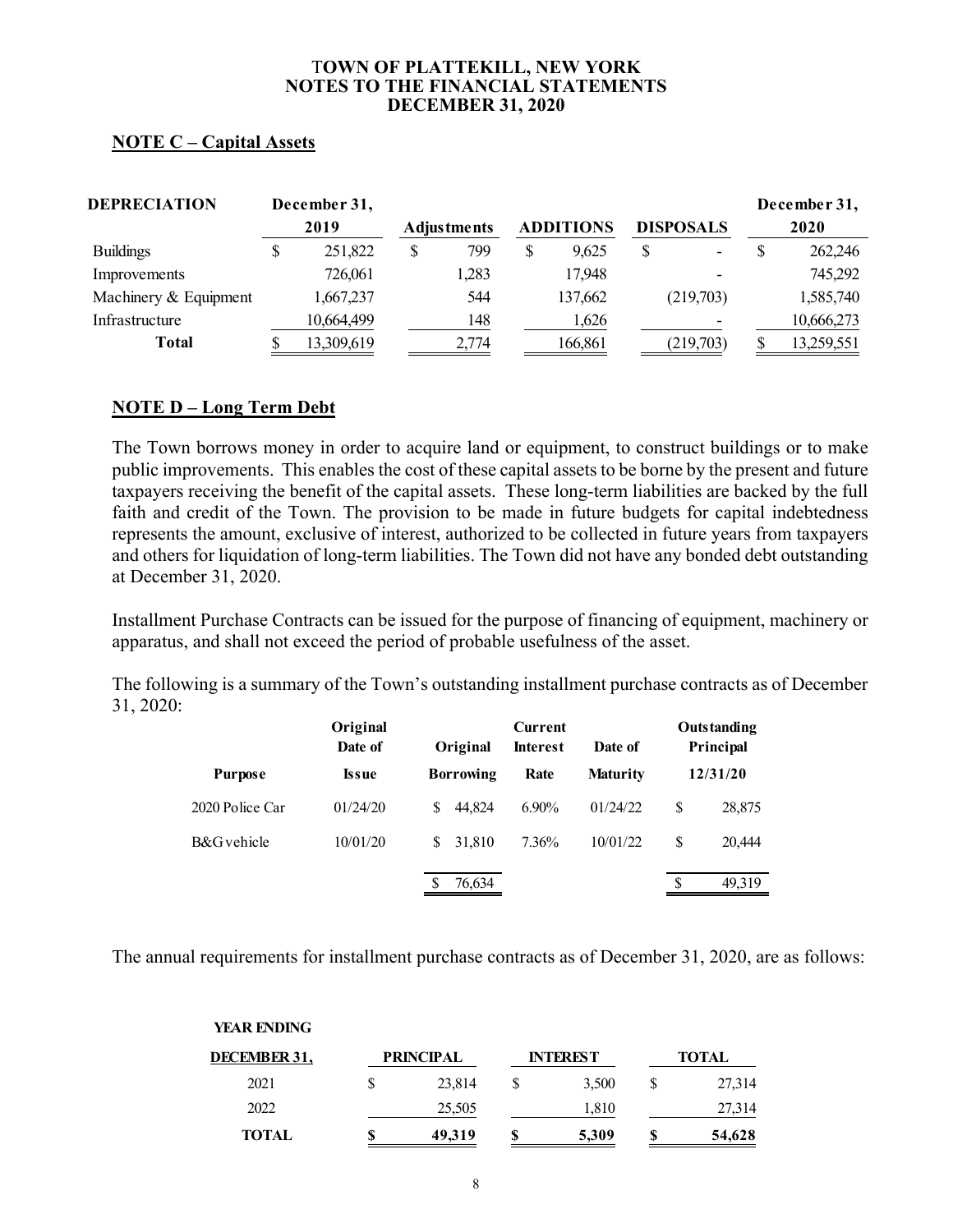# TOWN OF PLATTEKILL, NEW YORK
## NOTES TO THE FINANCIAL STATEMENTS
### DECEMBER 31, 2020

## NOTE C – Capital Assets

| DEPRECIATION | December 31, 2019 | Adjustments | ADDITIONS | DISPOSALS | December 31, 2020 |
|---|---|---|---|---|---|
| Buildings | $ 251,822 | $ 799 | $ 9,625 | $ - | $ 262,246 |
| Improvements | 726,061 | 1,283 | 17,948 | - | 745,292 |
| Machinery & Equipment | 1,667,237 | 544 | 137,662 | (219,703) | 1,585,740 |
| Infrastructure | 10,664,499 | 148 | 1,626 | - | 10,666,273 |
| **Total** | $ 13,309,619 | 2,774 | 166,861 | (219,703) | $ 13,259,551 |

## NOTE D – Long Term Debt

The Town borrows money in order to acquire land or equipment, to construct buildings or to make public improvements. This enables the cost of these capital assets to be borne by the present and future taxpayers receiving the benefit of the capital assets. These long-term liabilities are backed by the full faith and credit of the Town. The provision to be made in future budgets for capital indebtedness represents the amount, exclusive of interest, authorized to be collected in future years from taxpayers and others for liquidation of long-term liabilities. The Town did not have any bonded debt outstanding at December 31, 2020.

Installment Purchase Contracts can be issued for the purpose of financing of equipment, machinery or apparatus, and shall not exceed the period of probable usefulness of the asset.

The following is a summary of the Town's outstanding installment purchase contracts as of December 31, 2020:

| Purpose | Original Date of Issue | Original Borrowing | Current Interest Rate | Date of Maturity | Outstanding Principal 12/31/20 |
|---|---|---|---|---|---|
| 2020 Police Car | 01/24/20 | $ 44,824 | 6.90% | 01/24/22 | $ 28,875 |
| B&G vehicle | 10/01/20 | $ 31,810 | 7.36% | 10/01/22 | $ 20,444 |
| | | $ 76,634 | | | $ 49,319 |

The annual requirements for installment purchase contracts as of December 31, 2020, are as follows:

| YEAR ENDING DECEMBER 31, | PRINCIPAL | INTEREST | TOTAL |
|---|---|---|---|
| 2021 | $ 23,814 | $ 3,500 | $ 27,314 |
| 2022 | 25,505 | 1,810 | 27,314 |
| **TOTAL** | **$ 49,319** | **$ 5,309** | **$ 54,628** |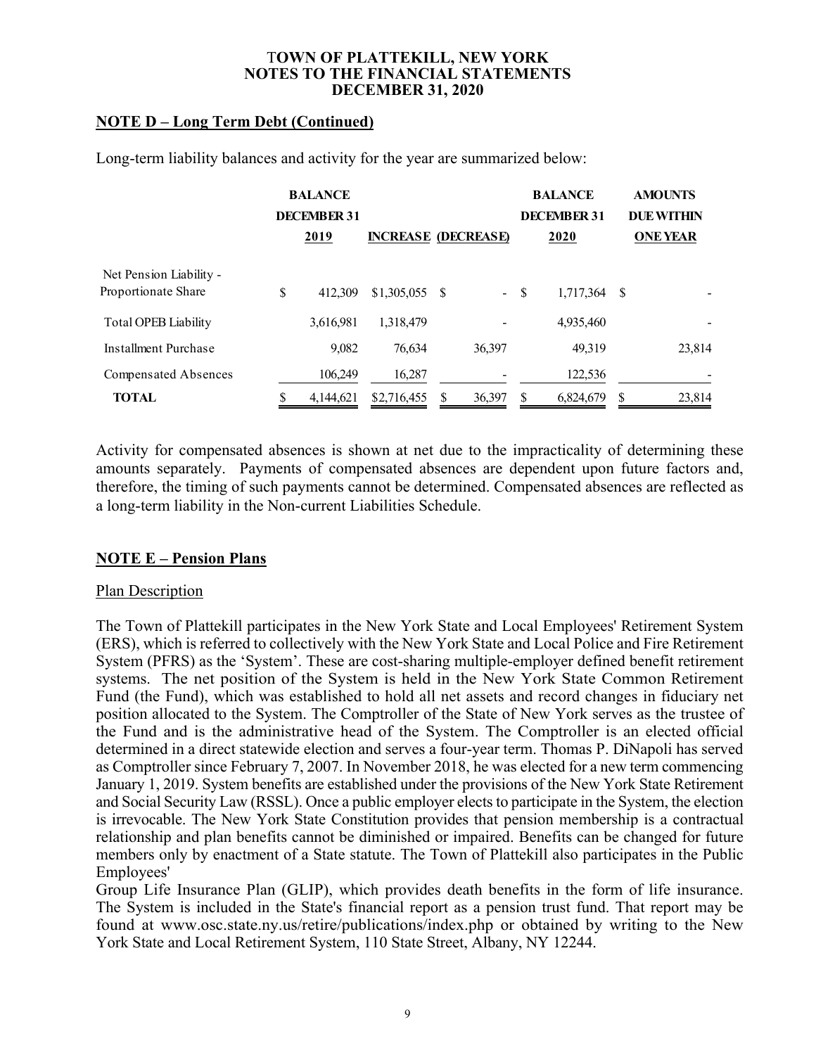**TOWN OF PLATTEKILL, NEW YORK**
**NOTES TO THE FINANCIAL STATEMENTS**
**DECEMBER 31, 2020**

## NOTE D – Long Term Debt (Continued)

Long-term liability balances and activity for the year are summarized below:

| | BALANCE DECEMBER 31 2019 | INCREASE | (DECREASE) | BALANCE DECEMBER 31 2020 | AMOUNTS DUE WITHIN ONE YEAR |
|---|---|---|---|---|---|
| Net Pension Liability - Proportionate Share | $ 412,309 | $1,305,055 | $ - | $ 1,717,364 | $ - |
| Total OPEB Liability | 3,616,981 | 1,318,479 | - | 4,935,460 | - |
| Installment Purchase | 9,082 | 76,634 | 36,397 | 49,319 | 23,814 |
| Compensated Absences | 106,249 | 16,287 | - | 122,536 | - |
| **TOTAL** | $ 4,144,621 | $2,716,455 | $ 36,397 | $ 6,824,679 | $ 23,814 |

Activity for compensated absences is shown at net due to the impracticality of determining these amounts separately. Payments of compensated absences are dependent upon future factors and, therefore, the timing of such payments cannot be determined. Compensated absences are reflected as a long-term liability in the Non-current Liabilities Schedule.

## NOTE E – Pension Plans

### Plan Description

The Town of Plattekill participates in the New York State and Local Employees' Retirement System (ERS), which is referred to collectively with the New York State and Local Police and Fire Retirement System (PFRS) as the 'System'. These are cost-sharing multiple-employer defined benefit retirement systems. The net position of the System is held in the New York State Common Retirement Fund (the Fund), which was established to hold all net assets and record changes in fiduciary net position allocated to the System. The Comptroller of the State of New York serves as the trustee of the Fund and is the administrative head of the System. The Comptroller is an elected official determined in a direct statewide election and serves a four-year term. Thomas P. DiNapoli has served as Comptroller since February 7, 2007. In November 2018, he was elected for a new term commencing January 1, 2019. System benefits are established under the provisions of the New York State Retirement and Social Security Law (RSSL). Once a public employer elects to participate in the System, the election is irrevocable. The New York State Constitution provides that pension membership is a contractual relationship and plan benefits cannot be diminished or impaired. Benefits can be changed for future members only by enactment of a State statute. The Town of Plattekill also participates in the Public Employees'
Group Life Insurance Plan (GLIP), which provides death benefits in the form of life insurance. The System is included in the State's financial report as a pension trust fund. That report may be found at www.osc.state.ny.us/retire/publications/index.php or obtained by writing to the New York State and Local Retirement System, 110 State Street, Albany, NY 12244.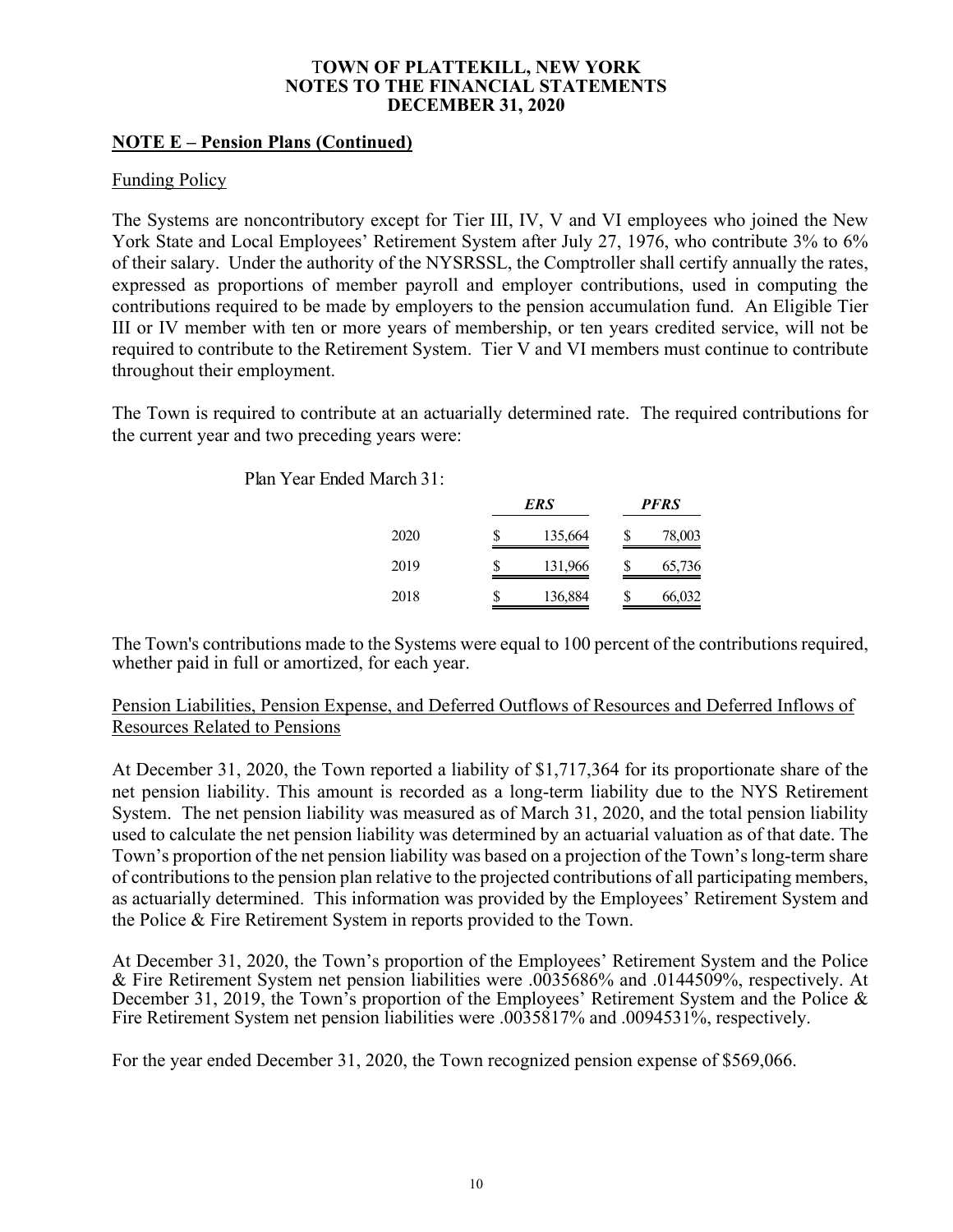# TOWN OF PLATTEKILL, NEW YORK
# NOTES TO THE FINANCIAL STATEMENTS
# DECEMBER 31, 2020

## NOTE E – Pension Plans (Continued)

### Funding Policy

The Systems are noncontributory except for Tier III, IV, V and VI employees who joined the New York State and Local Employees' Retirement System after July 27, 1976, who contribute 3% to 6% of their salary. Under the authority of the NYSRSSL, the Comptroller shall certify annually the rates, expressed as proportions of member payroll and employer contributions, used in computing the contributions required to be made by employers to the pension accumulation fund. An Eligible Tier III or IV member with ten or more years of membership, or ten years credited service, will not be required to contribute to the Retirement System. Tier V and VI members must continue to contribute throughout their employment.

The Town is required to contribute at an actuarially determined rate. The required contributions for the current year and two preceding years were:

Plan Year Ended March 31:

| | *ERS* | *PFRS* |
|---|---|---|
| 2020 | $ 135,664 | $ 78,003 |
| 2019 | $ 131,966 | $ 65,736 |
| 2018 | $ 136,884 | $ 66,032 |

The Town's contributions made to the Systems were equal to 100 percent of the contributions required, whether paid in full or amortized, for each year.

### Pension Liabilities, Pension Expense, and Deferred Outflows of Resources and Deferred Inflows of Resources Related to Pensions

At December 31, 2020, the Town reported a liability of $1,717,364 for its proportionate share of the net pension liability. This amount is recorded as a long-term liability due to the NYS Retirement System. The net pension liability was measured as of March 31, 2020, and the total pension liability used to calculate the net pension liability was determined by an actuarial valuation as of that date. The Town's proportion of the net pension liability was based on a projection of the Town's long-term share of contributions to the pension plan relative to the projected contributions of all participating members, as actuarially determined. This information was provided by the Employees' Retirement System and the Police & Fire Retirement System in reports provided to the Town.

At December 31, 2020, the Town's proportion of the Employees' Retirement System and the Police & Fire Retirement System net pension liabilities were .0035686% and .0144509%, respectively. At December 31, 2019, the Town's proportion of the Employees' Retirement System and the Police & Fire Retirement System net pension liabilities were .0035817% and .0094531%, respectively.

For the year ended December 31, 2020, the Town recognized pension expense of $569,066.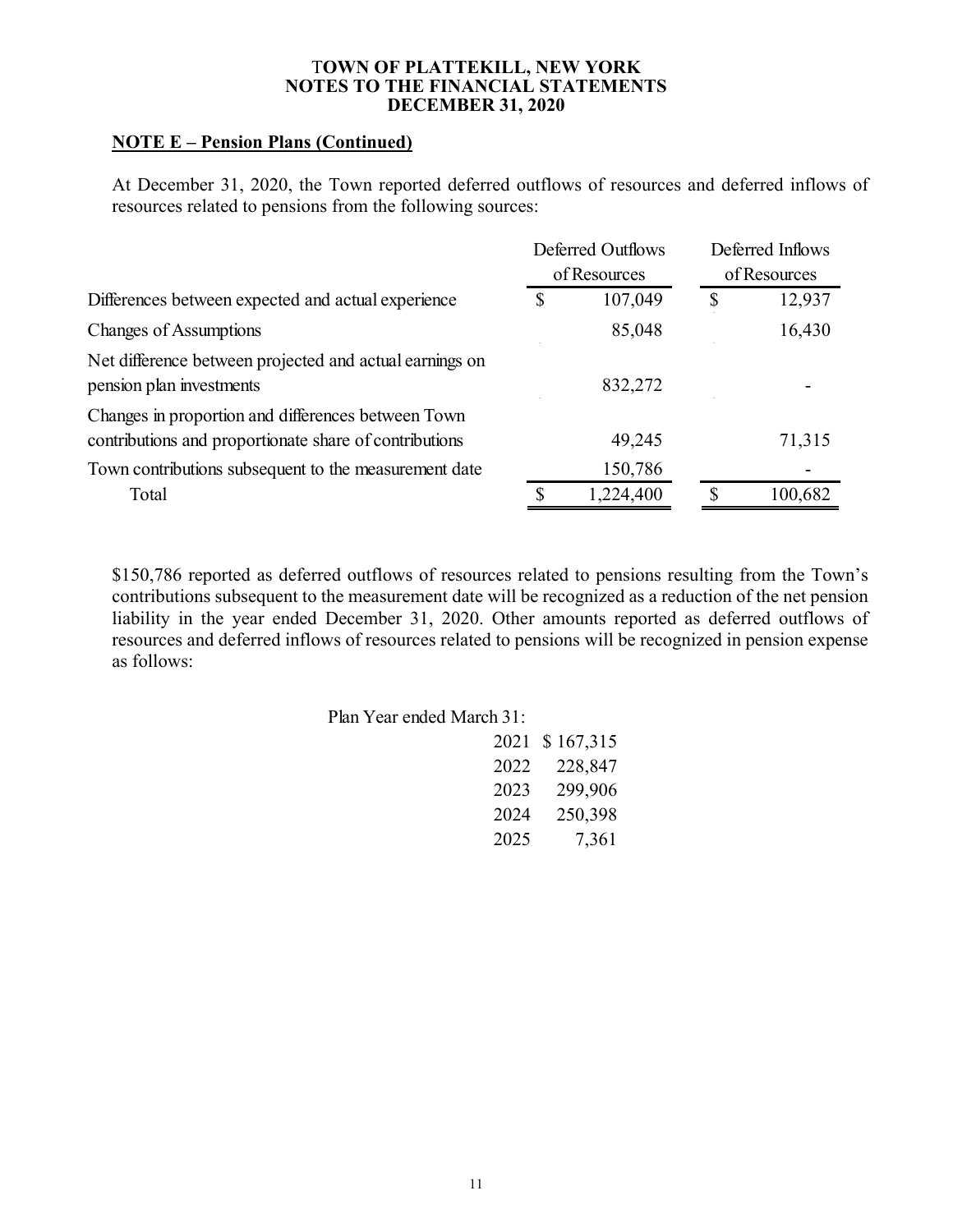# TOWN OF PLATTEKILL, NEW YORK
# NOTES TO THE FINANCIAL STATEMENTS
# DECEMBER 31, 2020

## NOTE E – Pension Plans (Continued)

At December 31, 2020, the Town reported deferred outflows of resources and deferred inflows of resources related to pensions from the following sources:

| | Deferred Outflows of Resources | Deferred Inflows of Resources |
|---|---|---|
| Differences between expected and actual experience | $ 107,049 | $ 12,937 |
| Changes of Assumptions | 85,048 | 16,430 |
| Net difference between projected and actual earnings on pension plan investments | 832,272 | - |
| Changes in proportion and differences between Town contributions and proportionate share of contributions | 49,245 | 71,315 |
| Town contributions subsequent to the measurement date | 150,786 | - |
| Total | $ 1,224,400 | $ 100,682 |

$150,786 reported as deferred outflows of resources related to pensions resulting from the Town's contributions subsequent to the measurement date will be recognized as a reduction of the net pension liability in the year ended December 31, 2020. Other amounts reported as deferred outflows of resources and deferred inflows of resources related to pensions will be recognized in pension expense as follows:

| Plan Year ended March 31: | |
|---|---|
| 2021 | $ 167,315 |
| 2022 | 228,847 |
| 2023 | 299,906 |
| 2024 | 250,398 |
| 2025 | 7,361 |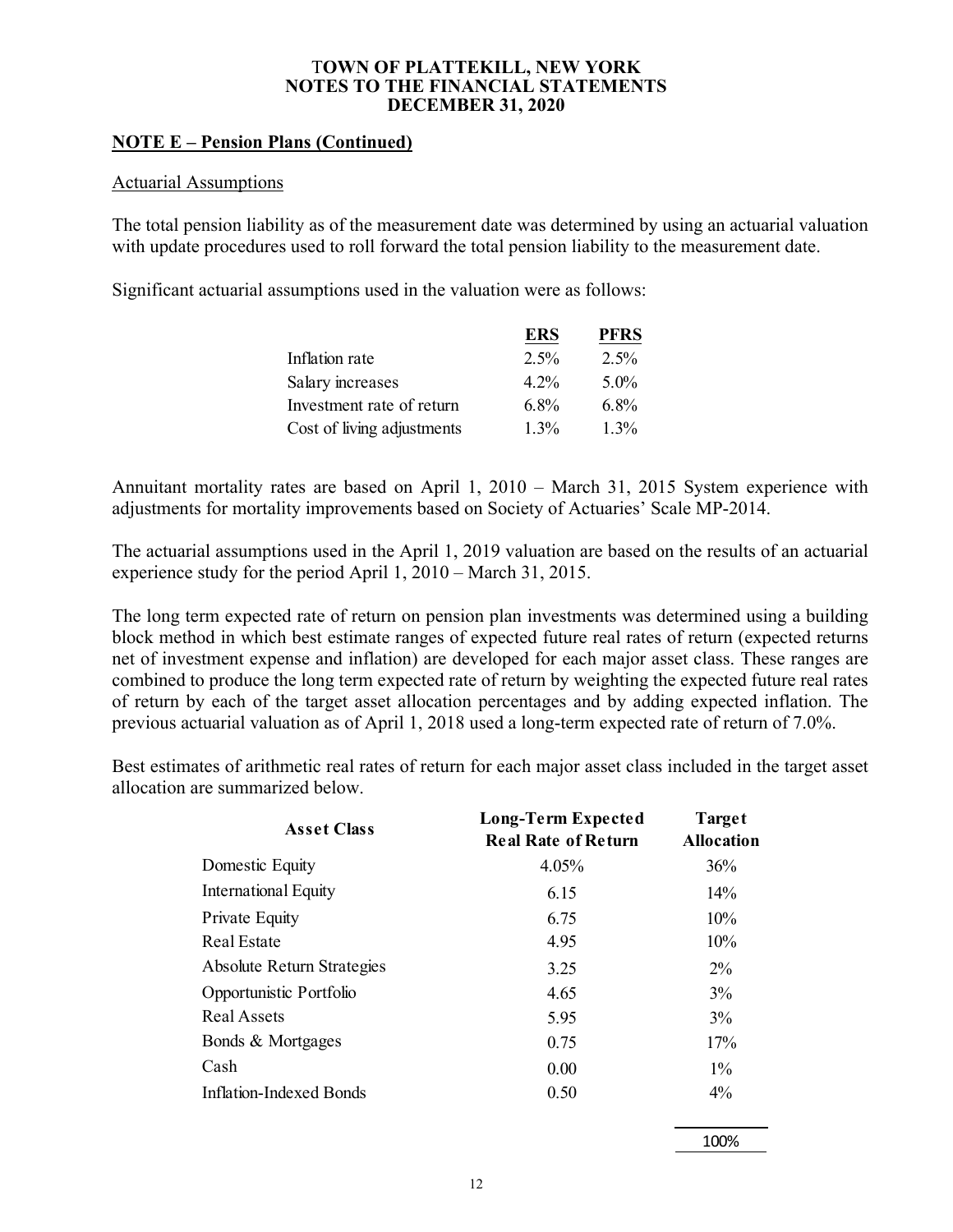# TOWN OF PLATTEKILL, NEW YORK
# NOTES TO THE FINANCIAL STATEMENTS
# DECEMBER 31, 2020

## NOTE E – Pension Plans (Continued)

### Actuarial Assumptions

The total pension liability as of the measurement date was determined by using an actuarial valuation with update procedures used to roll forward the total pension liability to the measurement date.

Significant actuarial assumptions used in the valuation were as follows:

| | ERS | PFRS |
|---|---|---|
| Inflation rate | 2.5% | 2.5% |
| Salary increases | 4.2% | 5.0% |
| Investment rate of return | 6.8% | 6.8% |
| Cost of living adjustments | 1.3% | 1.3% |

Annuitant mortality rates are based on April 1, 2010 – March 31, 2015 System experience with adjustments for mortality improvements based on Society of Actuaries' Scale MP-2014.

The actuarial assumptions used in the April 1, 2019 valuation are based on the results of an actuarial experience study for the period April 1, 2010 – March 31, 2015.

The long term expected rate of return on pension plan investments was determined using a building block method in which best estimate ranges of expected future real rates of return (expected returns net of investment expense and inflation) are developed for each major asset class. These ranges are combined to produce the long term expected rate of return by weighting the expected future real rates of return by each of the target asset allocation percentages and by adding expected inflation. The previous actuarial valuation as of April 1, 2018 used a long-term expected rate of return of 7.0%.

Best estimates of arithmetic real rates of return for each major asset class included in the target asset allocation are summarized below.

| Asset Class | Long-Term Expected Real Rate of Return | Target Allocation |
|---|---|---|
| Domestic Equity | 4.05% | 36% |
| International Equity | 6.15 | 14% |
| Private Equity | 6.75 | 10% |
| Real Estate | 4.95 | 10% |
| Absolute Return Strategies | 3.25 | 2% |
| Opportunistic Portfolio | 4.65 | 3% |
| Real Assets | 5.95 | 3% |
| Bonds & Mortgages | 0.75 | 17% |
| Cash | 0.00 | 1% |
| Inflation-Indexed Bonds | 0.50 | 4% |
| | | 100% |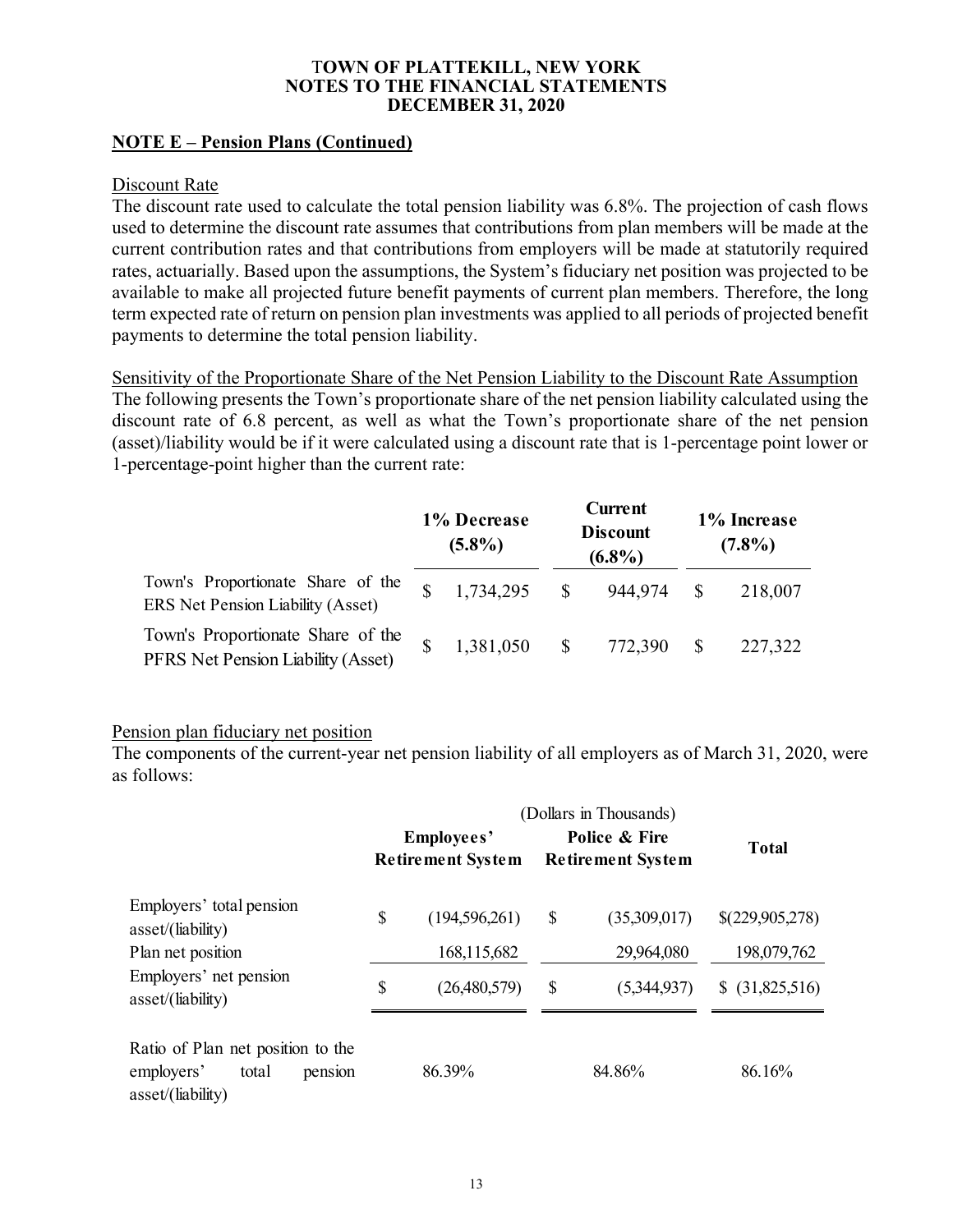# TOWN OF PLATTEKILL, NEW YORK
## NOTES TO THE FINANCIAL STATEMENTS
## DECEMBER 31, 2020

**NOTE E – Pension Plans (Continued)**

Discount Rate

The discount rate used to calculate the total pension liability was 6.8%. The projection of cash flows used to determine the discount rate assumes that contributions from plan members will be made at the current contribution rates and that contributions from employers will be made at statutorily required rates, actuarially. Based upon the assumptions, the System's fiduciary net position was projected to be available to make all projected future benefit payments of current plan members. Therefore, the long term expected rate of return on pension plan investments was applied to all periods of projected benefit payments to determine the total pension liability.

Sensitivity of the Proportionate Share of the Net Pension Liability to the Discount Rate Assumption

The following presents the Town's proportionate share of the net pension liability calculated using the discount rate of 6.8 percent, as well as what the Town's proportionate share of the net pension (asset)/liability would be if it were calculated using a discount rate that is 1-percentage point lower or 1-percentage-point higher than the current rate:

| | 1% Decrease (5.8%) | Current Discount (6.8%) | 1% Increase (7.8%) |
|---|---|---|---|
| Town's Proportionate Share of the ERS Net Pension Liability (Asset) | $ 1,734,295 | $ 944,974 | $ 218,007 |
| Town's Proportionate Share of the PFRS Net Pension Liability (Asset) | $ 1,381,050 | $ 772,390 | $ 227,322 |

Pension plan fiduciary net position

The components of the current-year net pension liability of all employers as of March 31, 2020, were as follows:

| | (Dollars in Thousands) | | |
|---|---|---|---|
| | Employees' Retirement System | Police & Fire Retirement System | Total |
| Employers' total pension asset/(liability) | $ (194,596,261) | $ (35,309,017) | $(229,905,278) |
| Plan net position | 168,115,682 | 29,964,080 | 198,079,762 |
| Employers' net pension asset/(liability) | $ (26,480,579) | $ (5,344,937) | $ (31,825,516) |
| Ratio of Plan net position to the employers' total pension asset/(liability) | 86.39% | 84.86% | 86.16% |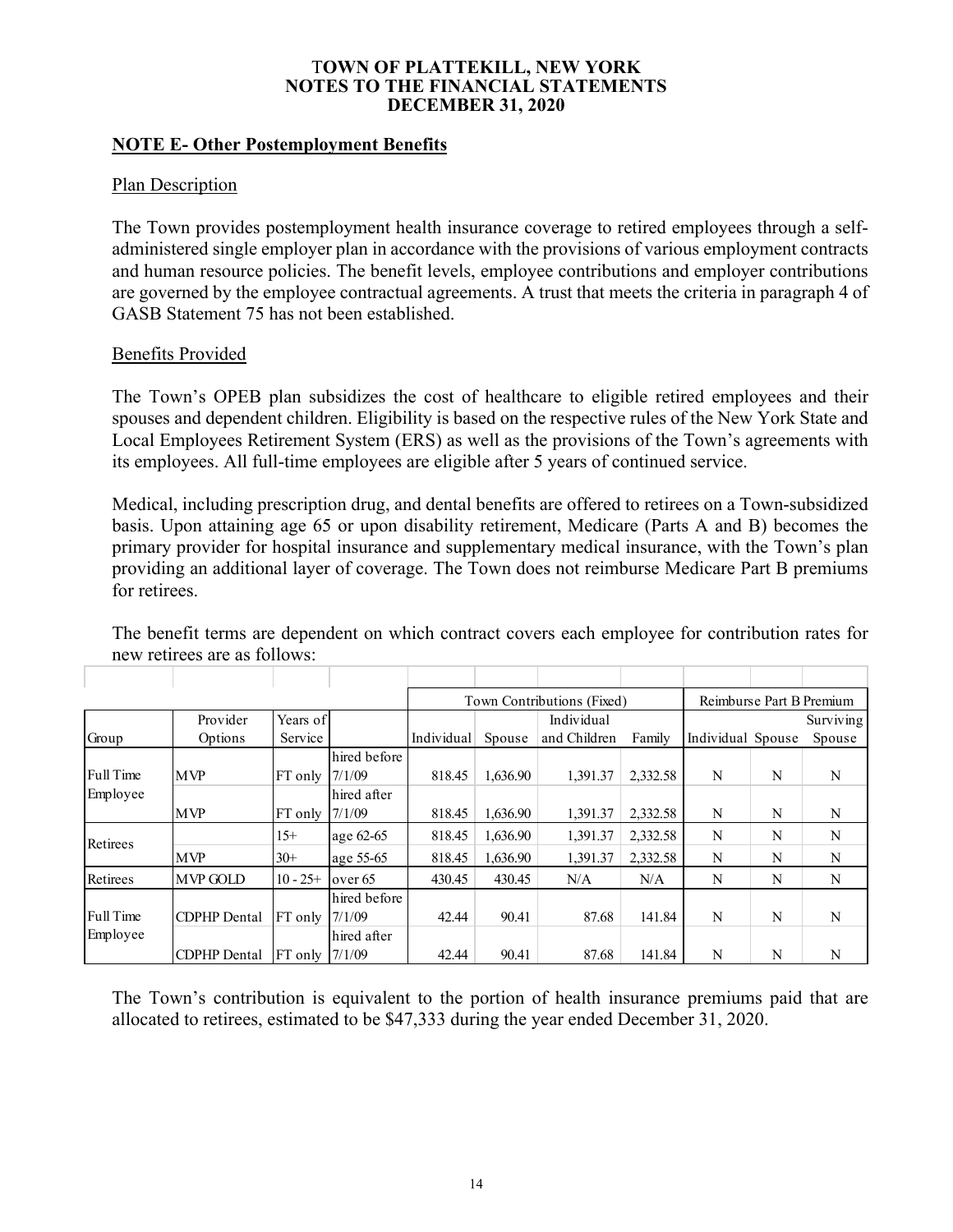TOWN OF PLATTEKILL, NEW YORK
NOTES TO THE FINANCIAL STATEMENTS
DECEMBER 31, 2020

## NOTE E- Other Postemployment Benefits

### Plan Description

The Town provides postemployment health insurance coverage to retired employees through a self-administered single employer plan in accordance with the provisions of various employment contracts and human resource policies. The benefit levels, employee contributions and employer contributions are governed by the employee contractual agreements. A trust that meets the criteria in paragraph 4 of GASB Statement 75 has not been established.

### Benefits Provided

The Town's OPEB plan subsidizes the cost of healthcare to eligible retired employees and their spouses and dependent children. Eligibility is based on the respective rules of the New York State and Local Employees Retirement System (ERS) as well as the provisions of the Town's agreements with its employees. All full-time employees are eligible after 5 years of continued service.

Medical, including prescription drug, and dental benefits are offered to retirees on a Town-subsidized basis. Upon attaining age 65 or upon disability retirement, Medicare (Parts A and B) becomes the primary provider for hospital insurance and supplementary medical insurance, with the Town's plan providing an additional layer of coverage. The Town does not reimburse Medicare Part B premiums for retirees.

The benefit terms are dependent on which contract covers each employee for contribution rates for new retirees are as follows:

| | | | | Town Contributions (Fixed) | | | | Reimburse Part B Premium | | |
|---|---|---|---|---|---|---|---|---|---|---|
| Group | Provider Options | Years of Service | | Individual | Spouse | Individual and Children | Family | Individual | Spouse | Surviving Spouse |
| Full Time Employee | MVP | FT only | hired before 7/1/09 | 818.45 | 1,636.90 | 1,391.37 | 2,332.58 | N | N | N |
| | MVP | FT only | hired after 7/1/09 | 818.45 | 1,636.90 | 1,391.37 | 2,332.58 | N | N | N |
| Retirees | | 15+ | age 62-65 | 818.45 | 1,636.90 | 1,391.37 | 2,332.58 | N | N | N |
| | MVP | 30+ | age 55-65 | 818.45 | 1,636.90 | 1,391.37 | 2,332.58 | N | N | N |
| Retirees | MVP GOLD | 10 - 25+ | over 65 | 430.45 | 430.45 | N/A | N/A | N | N | N |
| Full Time Employee | CDPHP Dental | FT only | hired before 7/1/09 | 42.44 | 90.41 | 87.68 | 141.84 | N | N | N |
| | CDPHP Dental | FT only | hired after 7/1/09 | 42.44 | 90.41 | 87.68 | 141.84 | N | N | N |

The Town's contribution is equivalent to the portion of health insurance premiums paid that are allocated to retirees, estimated to be $47,333 during the year ended December 31, 2020.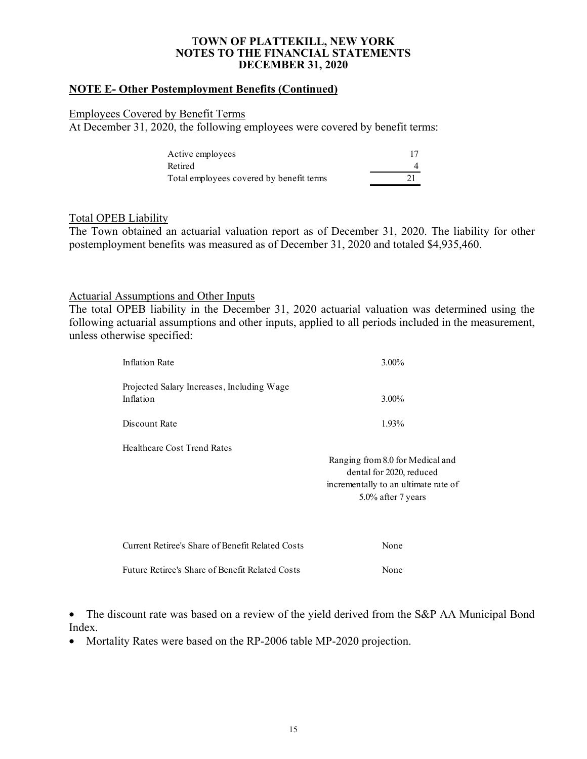# TOWN OF PLATTEKILL, NEW YORK
# NOTES TO THE FINANCIAL STATEMENTS
# DECEMBER 31, 2020

## NOTE E- Other Postemployment Benefits (Continued)

### Employees Covered by Benefit Terms

At December 31, 2020, the following employees were covered by benefit terms:

| | |
|---|---|
| Active employees | 17 |
| Retired | 4 |
| Total employees covered by benefit terms | 21 |

### Total OPEB Liability

The Town obtained an actuarial valuation report as of December 31, 2020. The liability for other postemployment benefits was measured as of December 31, 2020 and totaled $4,935,460.

### Actuarial Assumptions and Other Inputs

The total OPEB liability in the December 31, 2020 actuarial valuation was determined using the following actuarial assumptions and other inputs, applied to all periods included in the measurement, unless otherwise specified:

| | |
|---|---|
| Inflation Rate | 3.00% |
| Projected Salary Increases, Including Wage Inflation | 3.00% |
| Discount Rate | 1.93% |
| Healthcare Cost Trend Rates | Ranging from 8.0 for Medical and dental for 2020, reduced incrementally to an ultimate rate of 5.0% after 7 years |
| Current Retiree's Share of Benefit Related Costs | None |
| Future Retiree's Share of Benefit Related Costs | None |

- The discount rate was based on a review of the yield derived from the S&P AA Municipal Bond Index.
- Mortality Rates were based on the RP-2006 table MP-2020 projection.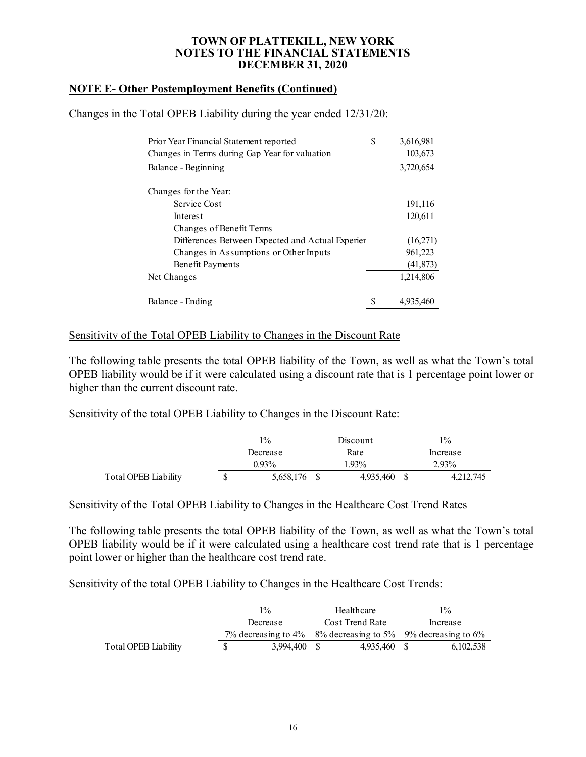# TOWN OF PLATTEKILL, NEW YORK
# NOTES TO THE FINANCIAL STATEMENTS
# DECEMBER 31, 2020

## NOTE E- Other Postemployment Benefits (Continued)

Changes in the Total OPEB Liability during the year ended 12/31/20:

| | | |
|---|---|---|
| Prior Year Financial Statement reported | $ | 3,616,981 |
| Changes in Terms during Gap Year for valuation | | 103,673 |
| Balance - Beginning | | 3,720,654 |
| | | |
| Changes for the Year: | | |
| Service Cost | | 191,116 |
| Interest | | 120,611 |
| Changes of Benefit Terms | | |
| Differences Between Expected and Actual Experier | | (16,271) |
| Changes in Assumptions or Other Inputs | | 961,223 |
| Benefit Payments | | (41,873) |
| Net Changes | | 1,214,806 |
| | | |
| Balance - Ending | $ | 4,935,460 |

Sensitivity of the Total OPEB Liability to Changes in the Discount Rate

The following table presents the total OPEB liability of the Town, as well as what the Town's total OPEB liability would be if it were calculated using a discount rate that is 1 percentage point lower or higher than the current discount rate.

Sensitivity of the total OPEB Liability to Changes in the Discount Rate:

| | 1% Decrease 0.93% | Discount Rate 1.93% | 1% Increase 2.93% |
|---|---|---|---|
| Total OPEB Liability | $ 5,658,176 | $ 4,935,460 | $ 4,212,745 |

Sensitivity of the Total OPEB Liability to Changes in the Healthcare Cost Trend Rates

The following table presents the total OPEB liability of the Town, as well as what the Town's total OPEB liability would be if it were calculated using a healthcare cost trend rate that is 1 percentage point lower or higher than the healthcare cost trend rate.

Sensitivity of the total OPEB Liability to Changes in the Healthcare Cost Trends:

| | 1% Decrease 7% decreasing to 4% | Healthcare Cost Trend Rate 8% decreasing to 5% | 1% Increase 9% decreasing to 6% |
|---|---|---|---|
| Total OPEB Liability | $ 3,994,400 | $ 4,935,460 | $ 6,102,538 |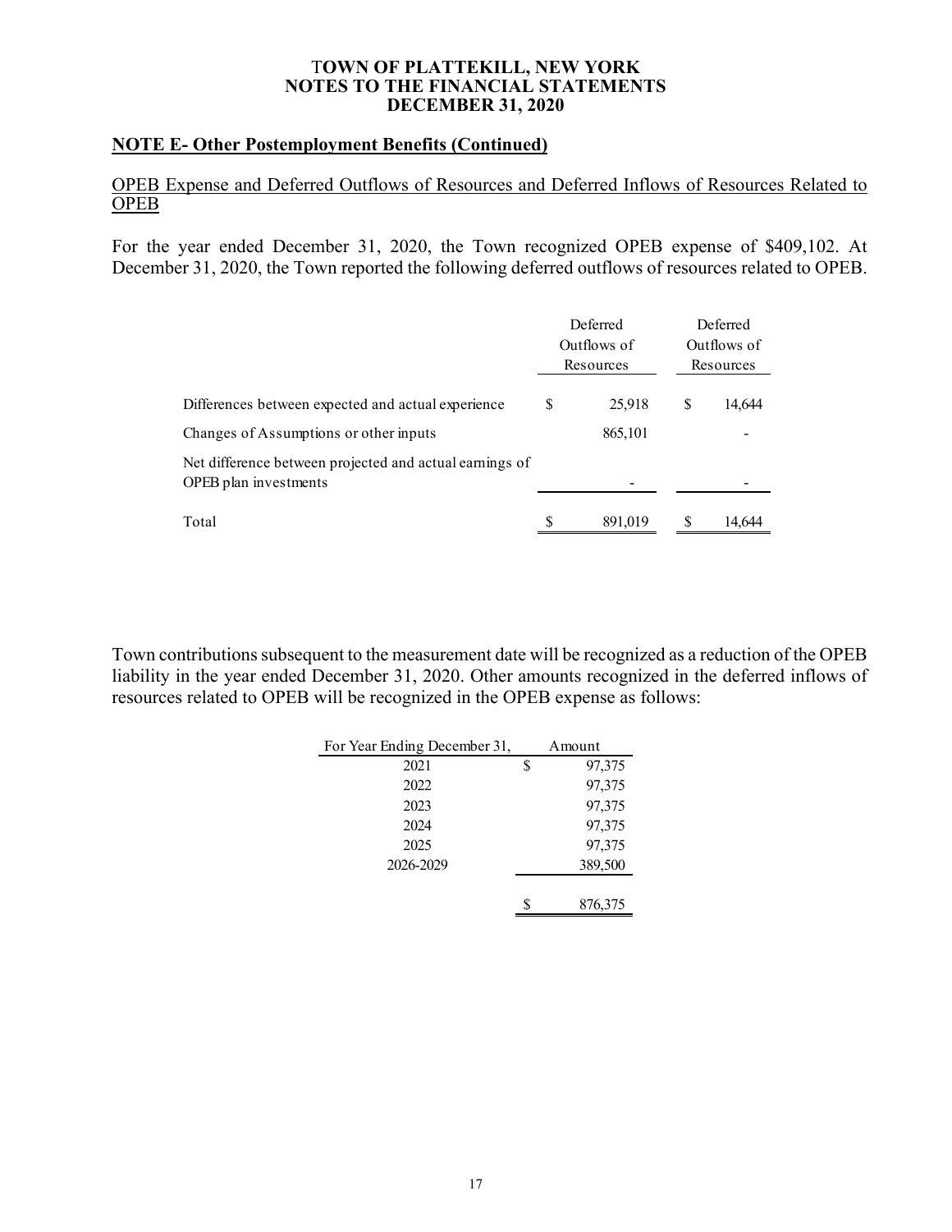**TOWN OF PLATTEKILL, NEW YORK**
**NOTES TO THE FINANCIAL STATEMENTS**
**DECEMBER 31, 2020**

## NOTE E- Other Postemployment Benefits (Continued)

OPEB Expense and Deferred Outflows of Resources and Deferred Inflows of Resources Related to OPEB

For the year ended December 31, 2020, the Town recognized OPEB expense of $409,102. At December 31, 2020, the Town reported the following deferred outflows of resources related to OPEB.

| | Deferred Outflows of Resources | Deferred Outflows of Resources |
|---|---|---|
| Differences between expected and actual experience | $ 25,918 | $ 14,644 |
| Changes of Assumptions or other inputs | 865,101 | - |
| Net difference between projected and actual earnings of OPEB plan investments | - | - |
| Total | $ 891,019 | $ 14,644 |

Town contributions subsequent to the measurement date will be recognized as a reduction of the OPEB liability in the year ended December 31, 2020. Other amounts recognized in the deferred inflows of resources related to OPEB will be recognized in the OPEB expense as follows:

| For Year Ending December 31, | Amount |
|---|---|
| 2021 | $ 97,375 |
| 2022 | 97,375 |
| 2023 | 97,375 |
| 2024 | 97,375 |
| 2025 | 97,375 |
| 2026-2029 | 389,500 |
| | $ 876,375 |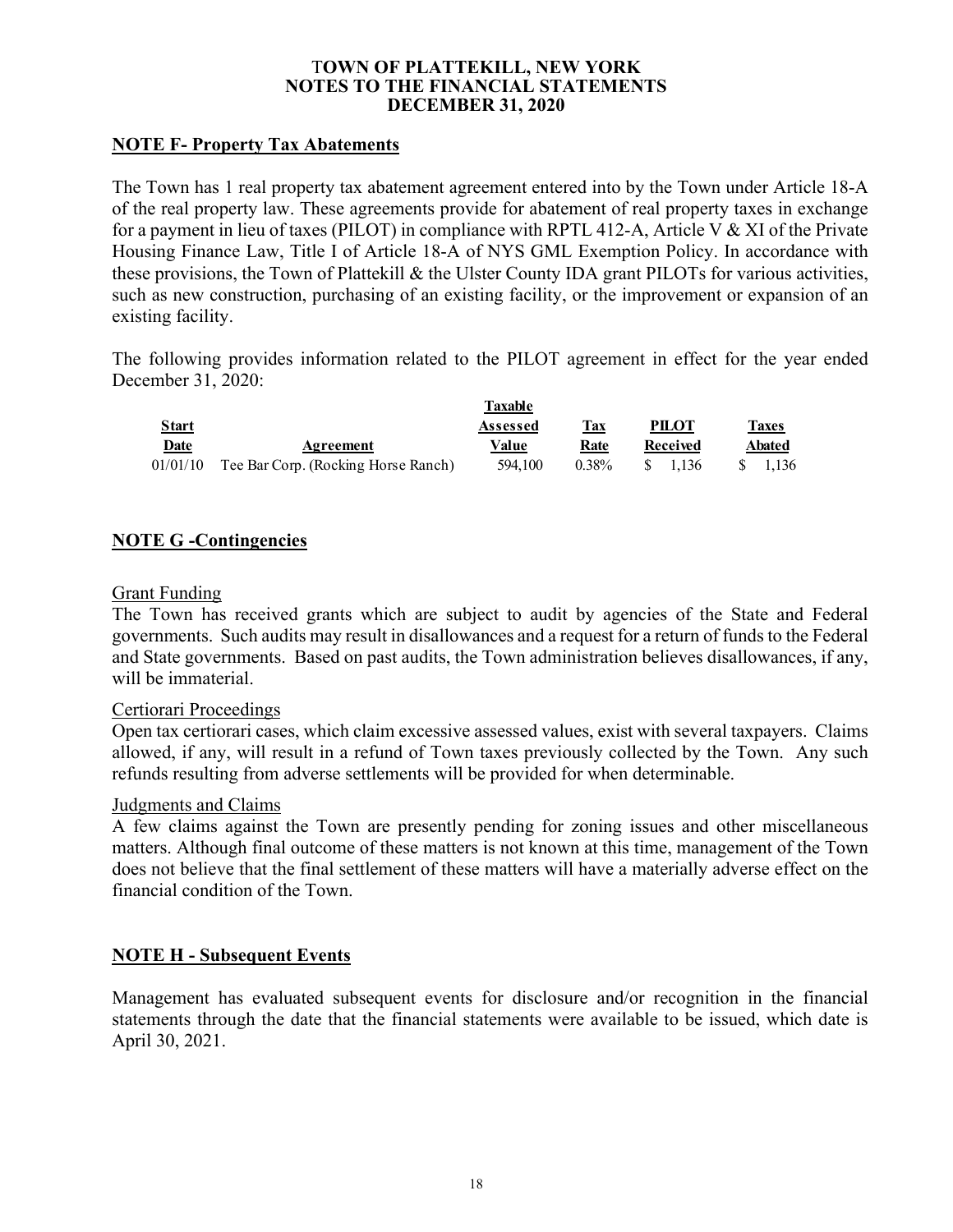# TOWN OF PLATTEKILL, NEW YORK
# NOTES TO THE FINANCIAL STATEMENTS
# DECEMBER 31, 2020

## NOTE F- Property Tax Abatements

The Town has 1 real property tax abatement agreement entered into by the Town under Article 18-A of the real property law. These agreements provide for abatement of real property taxes in exchange for a payment in lieu of taxes (PILOT) in compliance with RPTL 412-A, Article V & XI of the Private Housing Finance Law, Title I of Article 18-A of NYS GML Exemption Policy. In accordance with these provisions, the Town of Plattekill & the Ulster County IDA grant PILOTs for various activities, such as new construction, purchasing of an existing facility, or the improvement or expansion of an existing facility.

The following provides information related to the PILOT agreement in effect for the year ended December 31, 2020:

| Start Date | Agreement | Taxable Assessed Value | Tax Rate | PILOT Received | Taxes Abated |
|---|---|---|---|---|---|
| 01/01/10 | Tee Bar Corp. (Rocking Horse Ranch) | 594,100 | 0.38% | $ 1,136 | $ 1,136 |

## NOTE G -Contingencies

### Grant Funding

The Town has received grants which are subject to audit by agencies of the State and Federal governments. Such audits may result in disallowances and a request for a return of funds to the Federal and State governments. Based on past audits, the Town administration believes disallowances, if any, will be immaterial.

### Certiorari Proceedings

Open tax certiorari cases, which claim excessive assessed values, exist with several taxpayers. Claims allowed, if any, will result in a refund of Town taxes previously collected by the Town. Any such refunds resulting from adverse settlements will be provided for when determinable.

### Judgments and Claims

A few claims against the Town are presently pending for zoning issues and other miscellaneous matters. Although final outcome of these matters is not known at this time, management of the Town does not believe that the final settlement of these matters will have a materially adverse effect on the financial condition of the Town.

## NOTE H - Subsequent Events

Management has evaluated subsequent events for disclosure and/or recognition in the financial statements through the date that the financial statements were available to be issued, which date is April 30, 2021.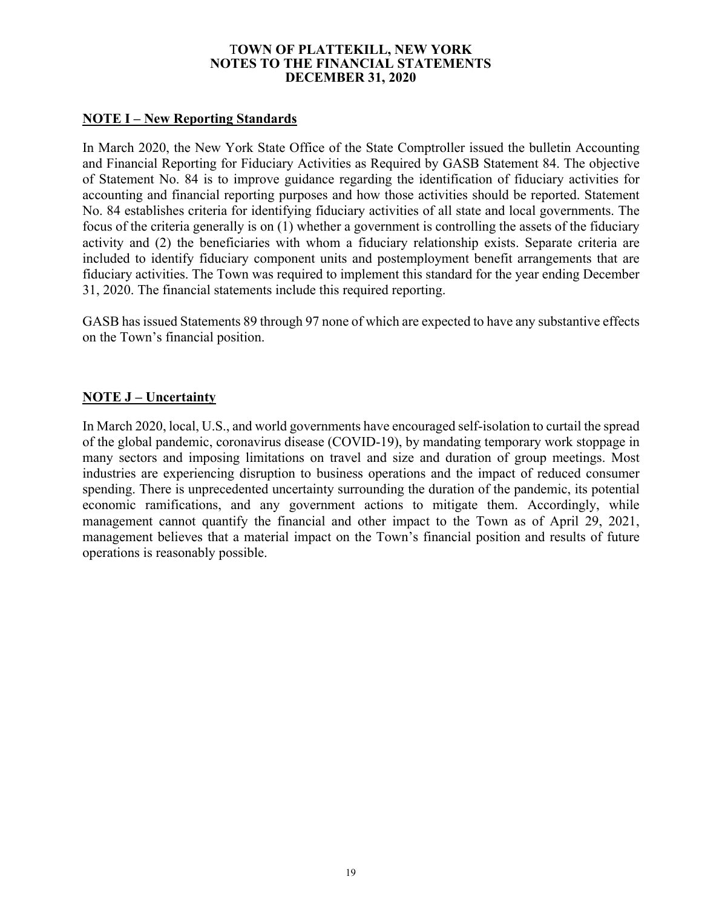# TOWN OF PLATTEKILL, NEW YORK
# NOTES TO THE FINANCIAL STATEMENTS
# DECEMBER 31, 2020

## NOTE I – New Reporting Standards

In March 2020, the New York State Office of the State Comptroller issued the bulletin Accounting and Financial Reporting for Fiduciary Activities as Required by GASB Statement 84. The objective of Statement No. 84 is to improve guidance regarding the identification of fiduciary activities for accounting and financial reporting purposes and how those activities should be reported. Statement No. 84 establishes criteria for identifying fiduciary activities of all state and local governments. The focus of the criteria generally is on (1) whether a government is controlling the assets of the fiduciary activity and (2) the beneficiaries with whom a fiduciary relationship exists. Separate criteria are included to identify fiduciary component units and postemployment benefit arrangements that are fiduciary activities. The Town was required to implement this standard for the year ending December 31, 2020. The financial statements include this required reporting.

GASB has issued Statements 89 through 97 none of which are expected to have any substantive effects on the Town's financial position.

## NOTE J – Uncertainty

In March 2020, local, U.S., and world governments have encouraged self-isolation to curtail the spread of the global pandemic, coronavirus disease (COVID-19), by mandating temporary work stoppage in many sectors and imposing limitations on travel and size and duration of group meetings. Most industries are experiencing disruption to business operations and the impact of reduced consumer spending. There is unprecedented uncertainty surrounding the duration of the pandemic, its potential economic ramifications, and any government actions to mitigate them. Accordingly, while management cannot quantify the financial and other impact to the Town as of April 29, 2021, management believes that a material impact on the Town's financial position and results of future operations is reasonably possible.